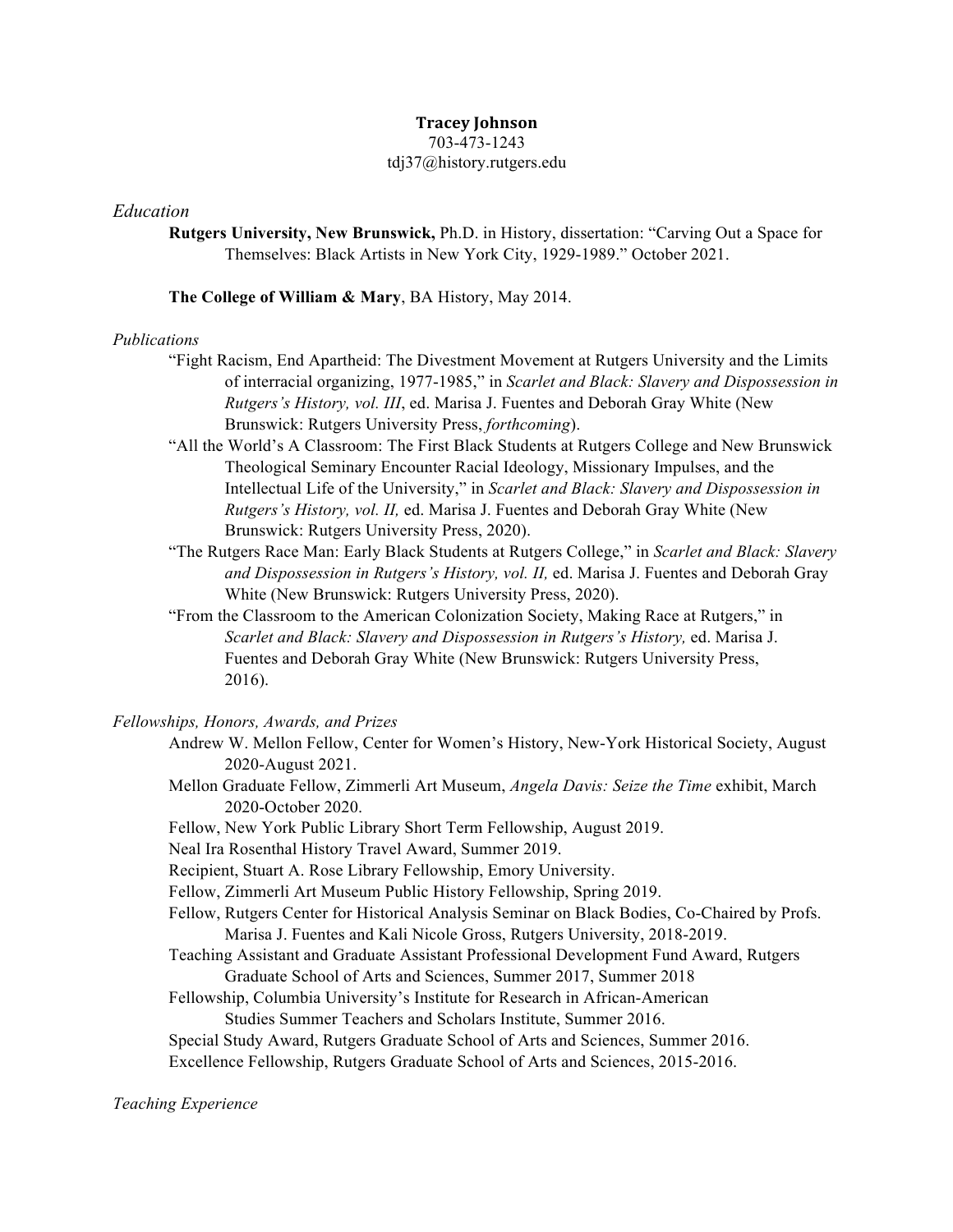**Tracey Johnson**
703-473-1243
tdj37@history.rutgers.edu

## *Education*

**Rutgers University, New Brunswick,** Ph.D. in History, dissertation: "Carving Out a Space for Themselves: Black Artists in New York City, 1929-1989." October 2021.

**The College of William & Mary**, BA History, May 2014.

## *Publications*

"Fight Racism, End Apartheid: The Divestment Movement at Rutgers University and the Limits of interracial organizing, 1977-1985," in *Scarlet and Black: Slavery and Dispossession in Rutgers's History, vol. III*, ed. Marisa J. Fuentes and Deborah Gray White (New Brunswick: Rutgers University Press, *forthcoming*).

"All the World's A Classroom: The First Black Students at Rutgers College and New Brunswick Theological Seminary Encounter Racial Ideology, Missionary Impulses, and the Intellectual Life of the University," in *Scarlet and Black: Slavery and Dispossession in Rutgers's History, vol. II,* ed. Marisa J. Fuentes and Deborah Gray White (New Brunswick: Rutgers University Press, 2020).

"The Rutgers Race Man: Early Black Students at Rutgers College," in *Scarlet and Black: Slavery and Dispossession in Rutgers's History, vol. II,* ed. Marisa J. Fuentes and Deborah Gray White (New Brunswick: Rutgers University Press, 2020).

"From the Classroom to the American Colonization Society, Making Race at Rutgers," in *Scarlet and Black: Slavery and Dispossession in Rutgers's History,* ed. Marisa J. Fuentes and Deborah Gray White (New Brunswick: Rutgers University Press, 2016).

## *Fellowships, Honors, Awards, and Prizes*

Andrew W. Mellon Fellow, Center for Women's History, New-York Historical Society, August 2020-August 2021.

Mellon Graduate Fellow, Zimmerli Art Museum, *Angela Davis: Seize the Time* exhibit, March 2020-October 2020.

Fellow, New York Public Library Short Term Fellowship, August 2019.

Neal Ira Rosenthal History Travel Award, Summer 2019.

Recipient, Stuart A. Rose Library Fellowship, Emory University.

Fellow, Zimmerli Art Museum Public History Fellowship, Spring 2019.

Fellow, Rutgers Center for Historical Analysis Seminar on Black Bodies, Co-Chaired by Profs. Marisa J. Fuentes and Kali Nicole Gross, Rutgers University, 2018-2019.

Teaching Assistant and Graduate Assistant Professional Development Fund Award, Rutgers Graduate School of Arts and Sciences, Summer 2017, Summer 2018

Fellowship, Columbia University's Institute for Research in African-American Studies Summer Teachers and Scholars Institute, Summer 2016.

Special Study Award, Rutgers Graduate School of Arts and Sciences, Summer 2016.

Excellence Fellowship, Rutgers Graduate School of Arts and Sciences, 2015-2016.

## *Teaching Experience*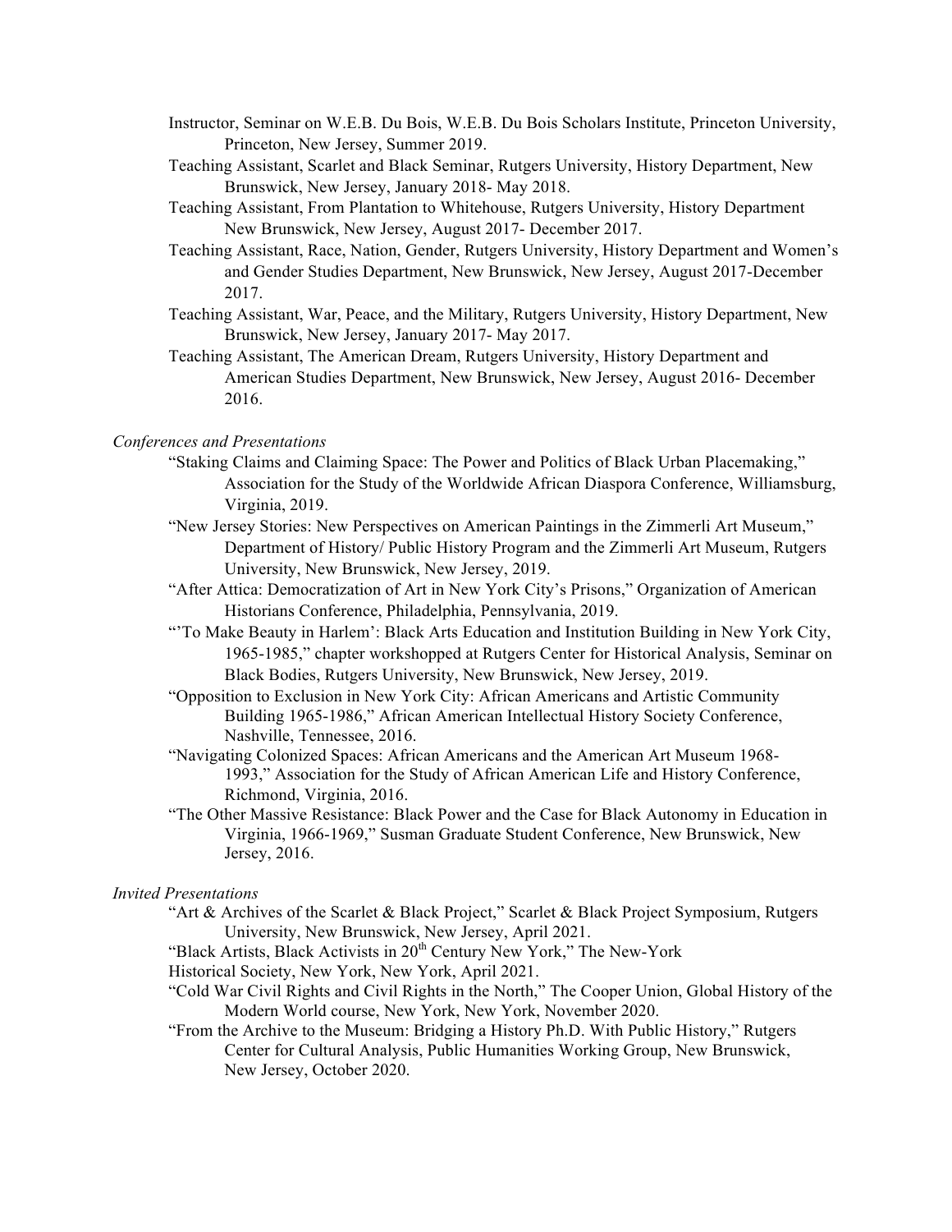Instructor, Seminar on W.E.B. Du Bois, W.E.B. Du Bois Scholars Institute, Princeton University, Princeton, New Jersey, Summer 2019.

Teaching Assistant, Scarlet and Black Seminar, Rutgers University, History Department, New Brunswick, New Jersey, January 2018- May 2018.

Teaching Assistant, From Plantation to Whitehouse, Rutgers University, History Department New Brunswick, New Jersey, August 2017- December 2017.

Teaching Assistant, Race, Nation, Gender, Rutgers University, History Department and Women's and Gender Studies Department, New Brunswick, New Jersey, August 2017-December 2017.

Teaching Assistant, War, Peace, and the Military, Rutgers University, History Department, New Brunswick, New Jersey, January 2017- May 2017.

Teaching Assistant, The American Dream, Rutgers University, History Department and American Studies Department, New Brunswick, New Jersey, August 2016- December 2016.

*Conferences and Presentations*

"Staking Claims and Claiming Space: The Power and Politics of Black Urban Placemaking," Association for the Study of the Worldwide African Diaspora Conference, Williamsburg, Virginia, 2019.

"New Jersey Stories: New Perspectives on American Paintings in the Zimmerli Art Museum," Department of History/ Public History Program and the Zimmerli Art Museum, Rutgers University, New Brunswick, New Jersey, 2019.

"After Attica: Democratization of Art in New York City's Prisons," Organization of American Historians Conference, Philadelphia, Pennsylvania, 2019.

"'To Make Beauty in Harlem': Black Arts Education and Institution Building in New York City, 1965-1985," chapter workshopped at Rutgers Center for Historical Analysis, Seminar on Black Bodies, Rutgers University, New Brunswick, New Jersey, 2019.

"Opposition to Exclusion in New York City: African Americans and Artistic Community Building 1965-1986," African American Intellectual History Society Conference, Nashville, Tennessee, 2016.

"Navigating Colonized Spaces: African Americans and the American Art Museum 1968-1993," Association for the Study of African American Life and History Conference, Richmond, Virginia, 2016.

"The Other Massive Resistance: Black Power and the Case for Black Autonomy in Education in Virginia, 1966-1969," Susman Graduate Student Conference, New Brunswick, New Jersey, 2016.

*Invited Presentations*

"Art & Archives of the Scarlet & Black Project," Scarlet & Black Project Symposium, Rutgers University, New Brunswick, New Jersey, April 2021.

"Black Artists, Black Activists in 20th Century New York," The New-York Historical Society, New York, New York, April 2021.

"Cold War Civil Rights and Civil Rights in the North," The Cooper Union, Global History of the Modern World course, New York, New York, November 2020.

"From the Archive to the Museum: Bridging a History Ph.D. With Public History," Rutgers Center for Cultural Analysis, Public Humanities Working Group, New Brunswick, New Jersey, October 2020.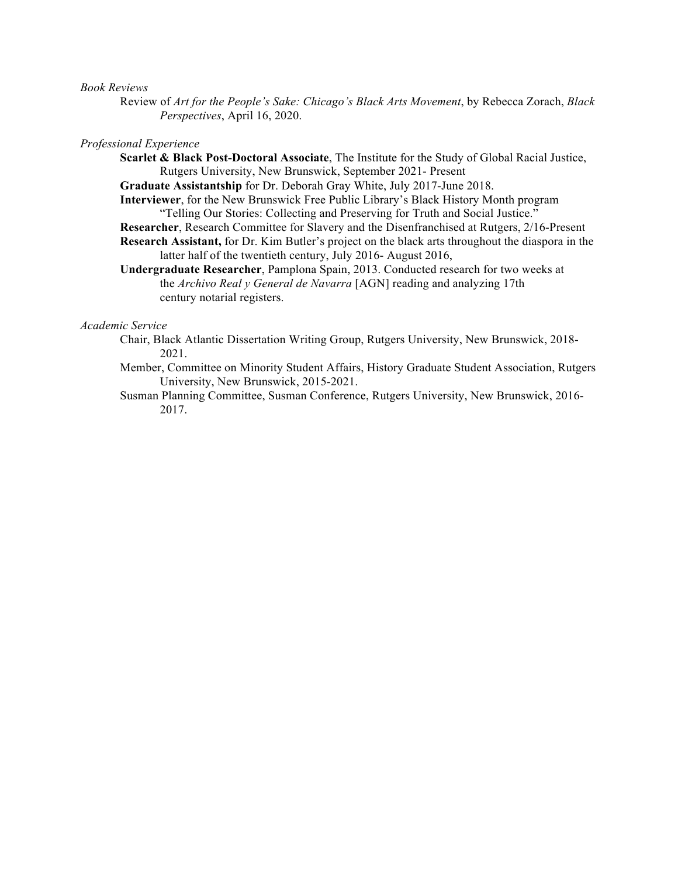*Book Reviews*

Review of *Art for the People's Sake: Chicago's Black Arts Movement*, by Rebecca Zorach, *Black Perspectives*, April 16, 2020.

*Professional Experience*

**Scarlet & Black Post-Doctoral Associate**, The Institute for the Study of Global Racial Justice, Rutgers University, New Brunswick, September 2021- Present

**Graduate Assistantship** for Dr. Deborah Gray White, July 2017-June 2018.

**Interviewer**, for the New Brunswick Free Public Library's Black History Month program "Telling Our Stories: Collecting and Preserving for Truth and Social Justice."

**Researcher**, Research Committee for Slavery and the Disenfranchised at Rutgers, 2/16-Present

**Research Assistant,** for Dr. Kim Butler's project on the black arts throughout the diaspora in the latter half of the twentieth century, July 2016- August 2016,

**Undergraduate Researcher**, Pamplona Spain, 2013. Conducted research for two weeks at the *Archivo Real y General de Navarra* [AGN] reading and analyzing 17th century notarial registers.

*Academic Service*

Chair, Black Atlantic Dissertation Writing Group, Rutgers University, New Brunswick, 2018-2021.

Member, Committee on Minority Student Affairs, History Graduate Student Association, Rutgers University, New Brunswick, 2015-2021.

Susman Planning Committee, Susman Conference, Rutgers University, New Brunswick, 2016-2017.